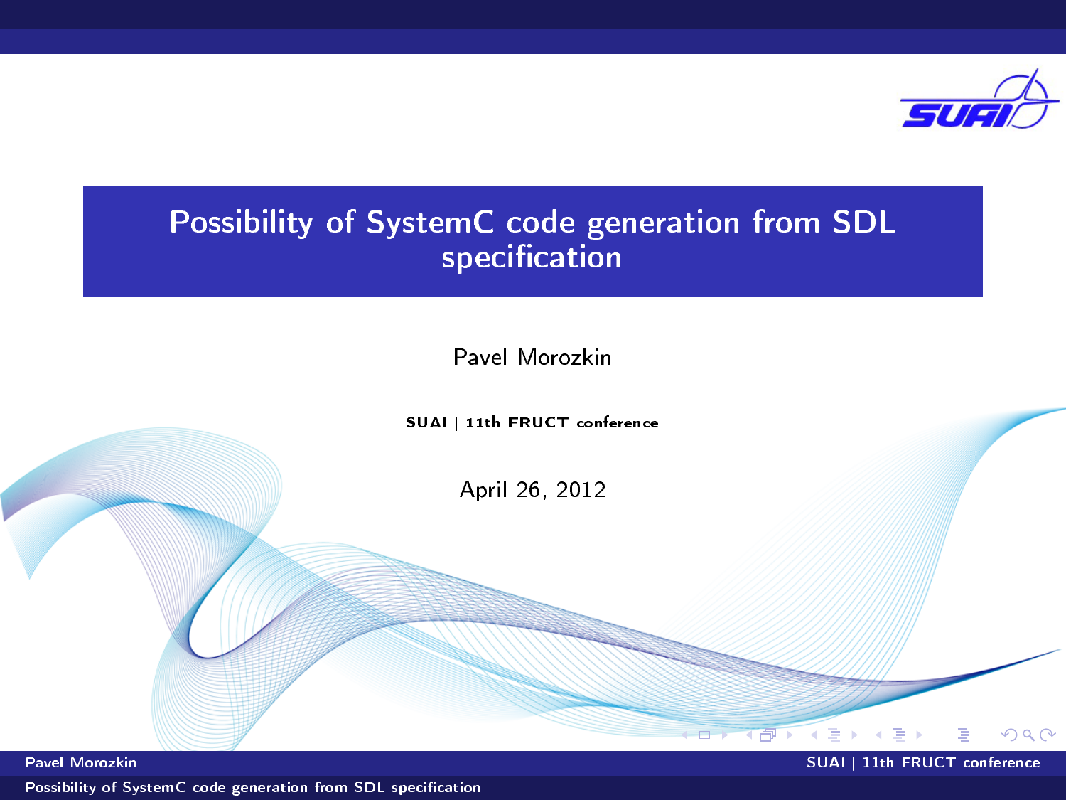# Possibility of SystemC code generation from SDL specification

Pavel Morozkin

SUAI | 11th FRUCT conference

April 26, 2012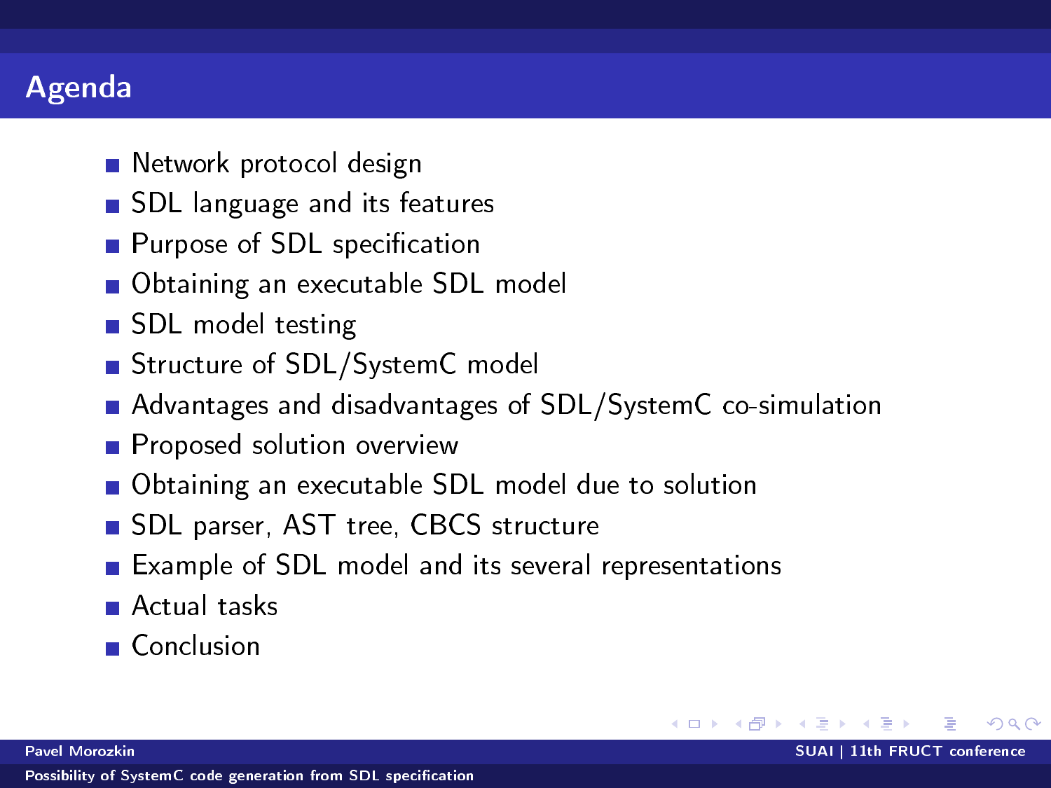# Agenda

- Network protocol design
- SDL language and its features
- Purpose of SDL specification
- Obtaining an executable SDL model
- SDL model testing
- Structure of SDL/SystemC model
- Advantages and disadvantages of SDL/SystemC co-simulation
- Proposed solution overview
- Obtaining an executable SDL model due to solution
- SDL parser, AST tree, CBCS structure
- Example of SDL model and its several representations
- Actual tasks
- Conclusion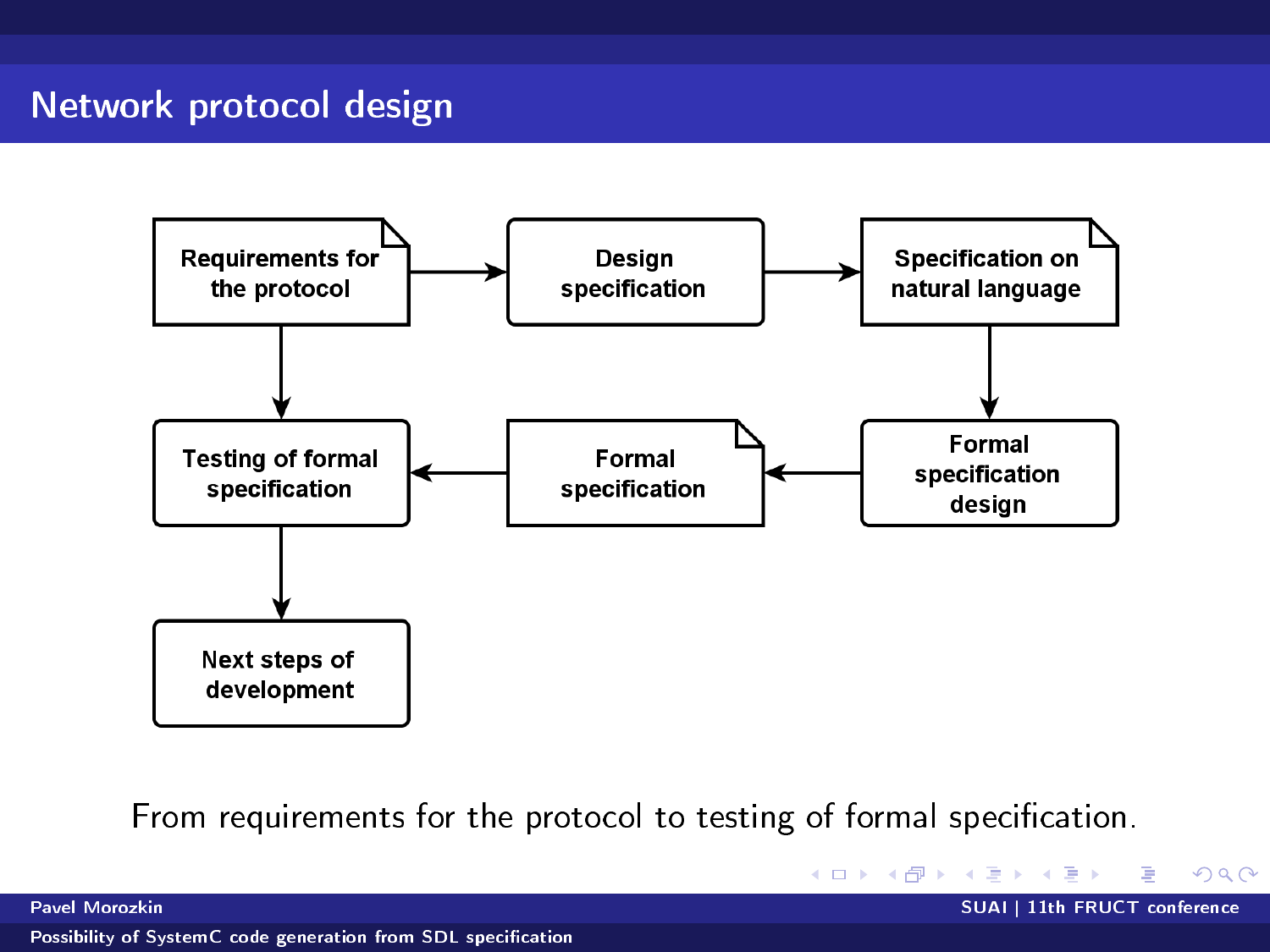# Network protocol design

Requirements for the protocol → Design specification → Specification on natural language

Specification on natural language ↓ Formal specification design

Formal specification design → Formal specification → Testing of formal specification

Requirements for the protocol ↓ Testing of formal specification

Testing of formal specification ↓ Next steps of development

From requirements for the protocol to testing of formal specification.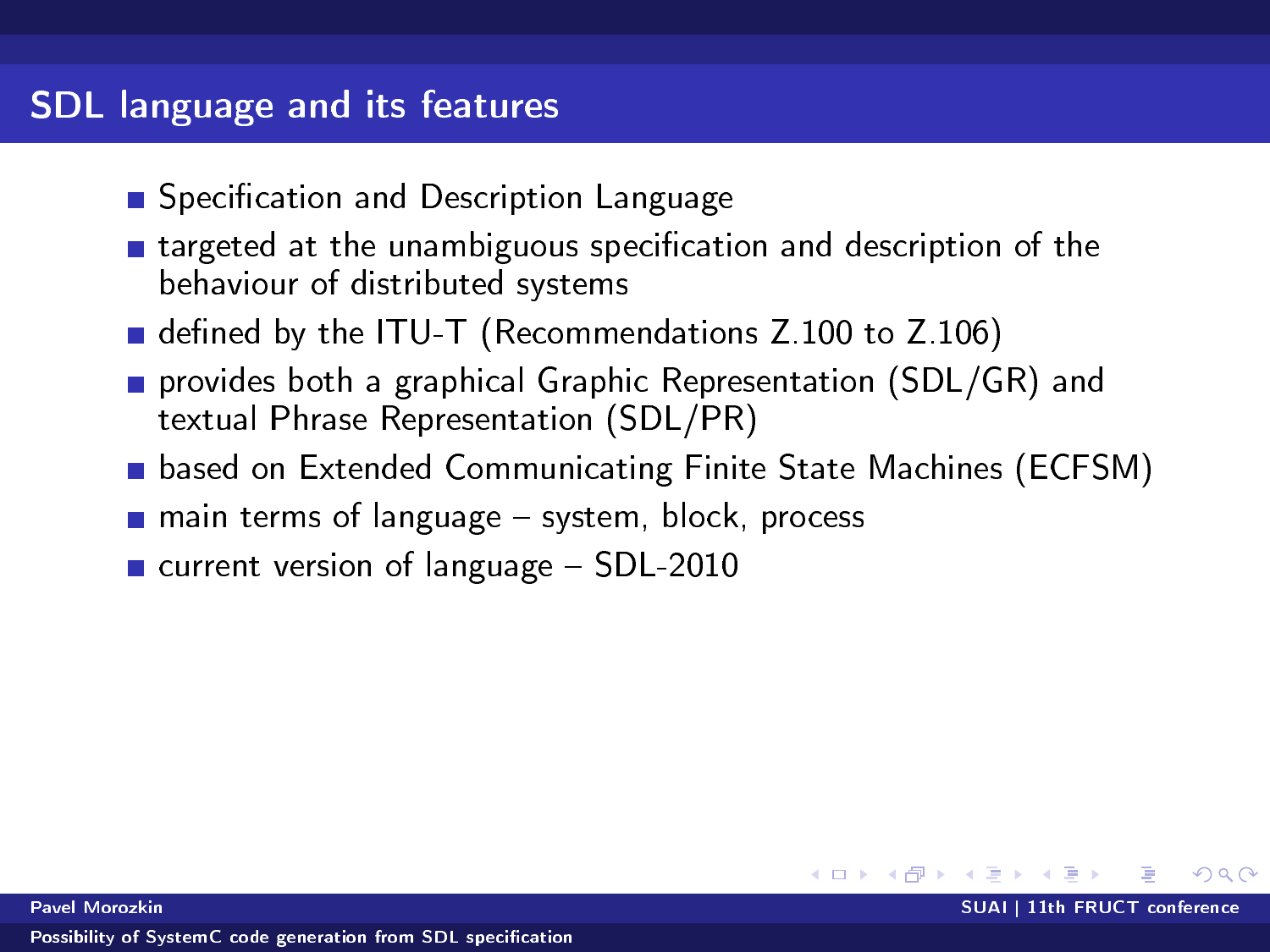# SDL language and its features

- Specification and Description Language
- targeted at the unambiguous specification and description of the behaviour of distributed systems
- defined by the ITU-T (Recommendations Z.100 to Z.106)
- provides both a graphical Graphic Representation (SDL/GR) and textual Phrase Representation (SDL/PR)
- based on Extended Communicating Finite State Machines (ECFSM)
- main terms of language – system, block, process
- current version of language – SDL-2010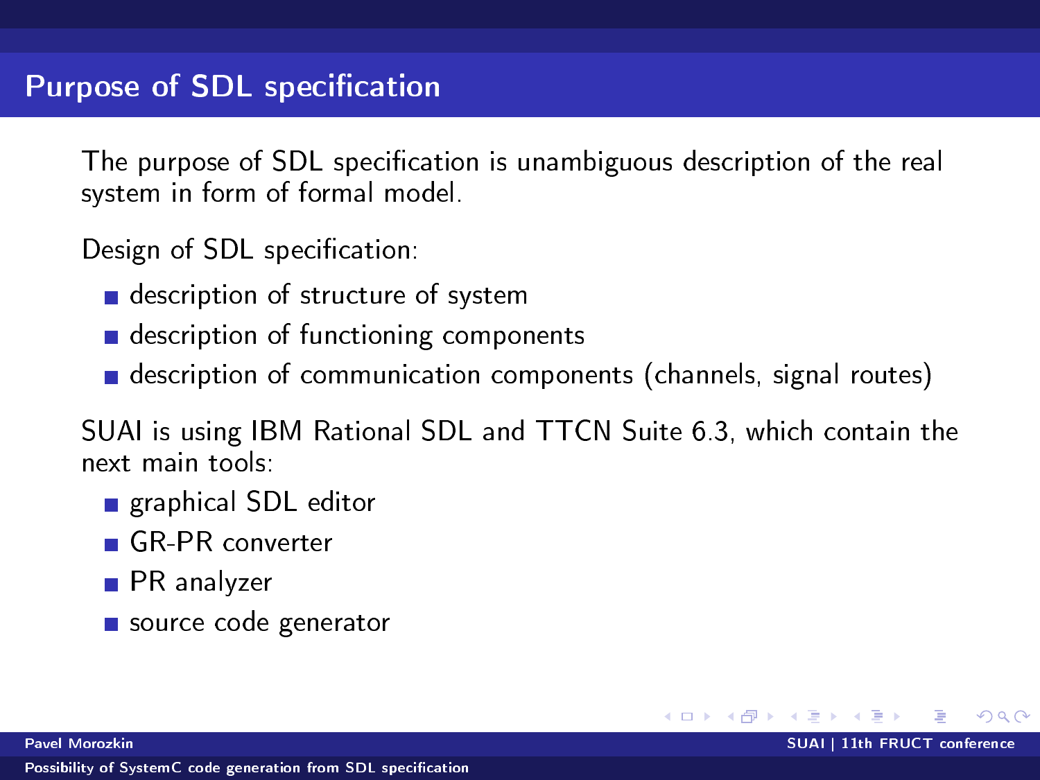# Purpose of SDL specification

The purpose of SDL specification is unambiguous description of the real system in form of formal model.

Design of SDL specification:

- description of structure of system
- description of functioning components
- description of communication components (channels, signal routes)

SUAI is using IBM Rational SDL and TTCN Suite 6.3, which contain the next main tools:

- graphical SDL editor
- GR-PR converter
- PR analyzer
- source code generator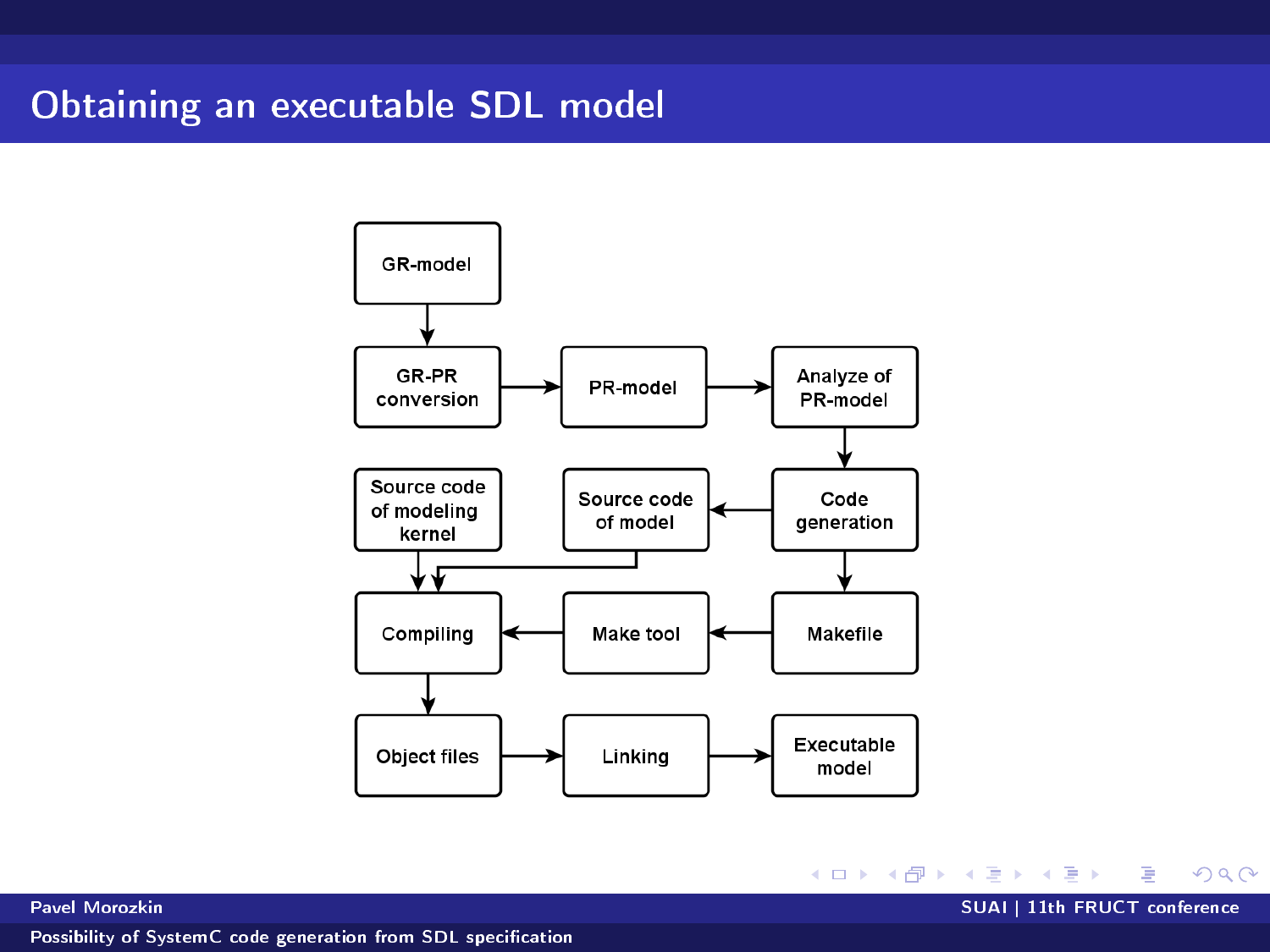# Obtaining an executable SDL model

GR-model

GR-PR conversion

PR-model

Analyze of PR-model

Code generation

Source code of model

Source code of modeling kernel

Makefile

Make tool

Compiling

Object files

Linking

Executable model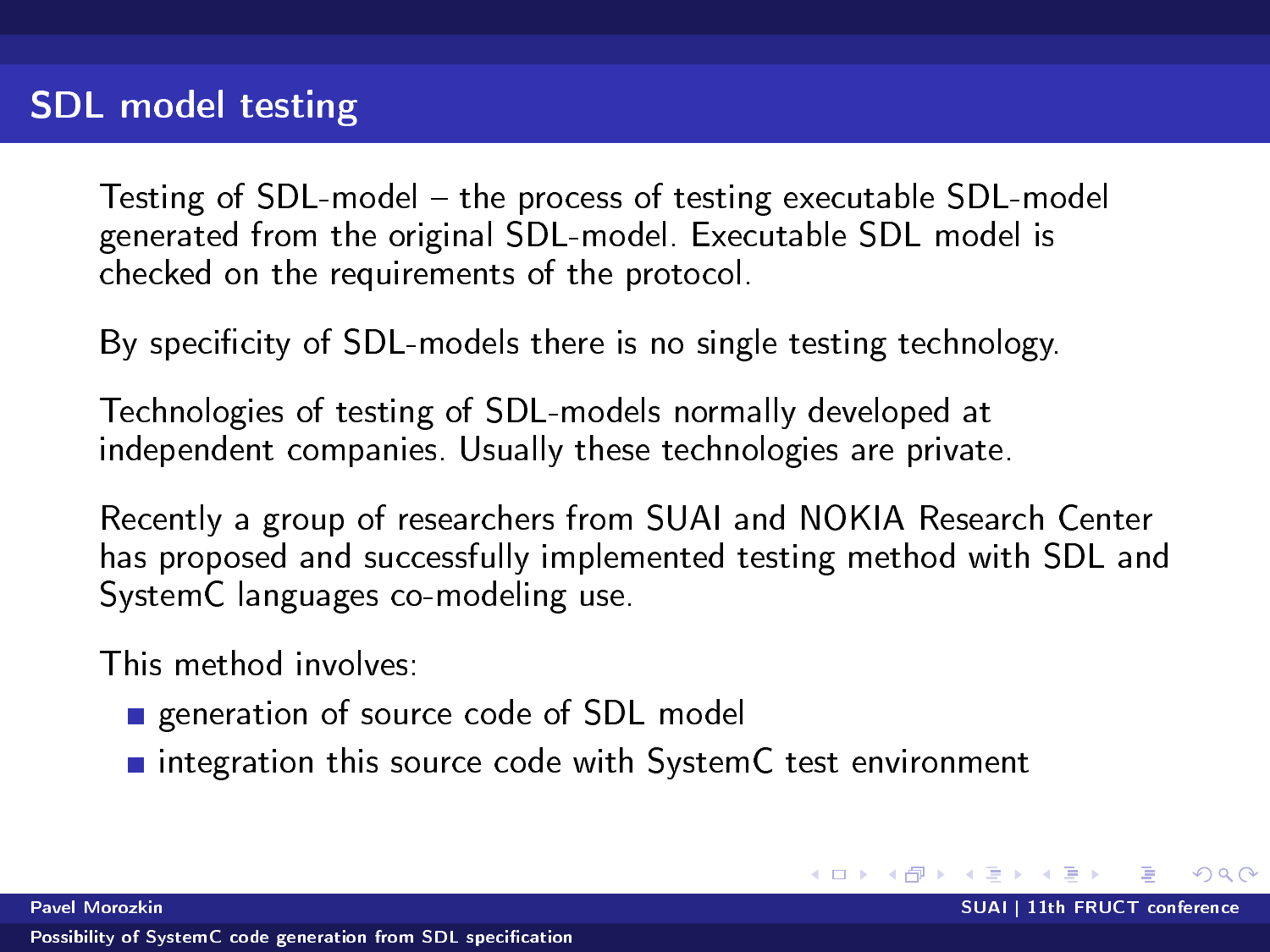## SDL model testing

Testing of SDL-model – the process of testing executable SDL-model generated from the original SDL-model. Executable SDL model is checked on the requirements of the protocol.

By specificity of SDL-models there is no single testing technology.

Technologies of testing of SDL-models normally developed at independent companies. Usually these technologies are private.

Recently a group of researchers from SUAI and NOKIA Research Center has proposed and successfully implemented testing method with SDL and SystemC languages co-modeling use.

This method involves:

- generation of source code of SDL model
- integration this source code with SystemC test environment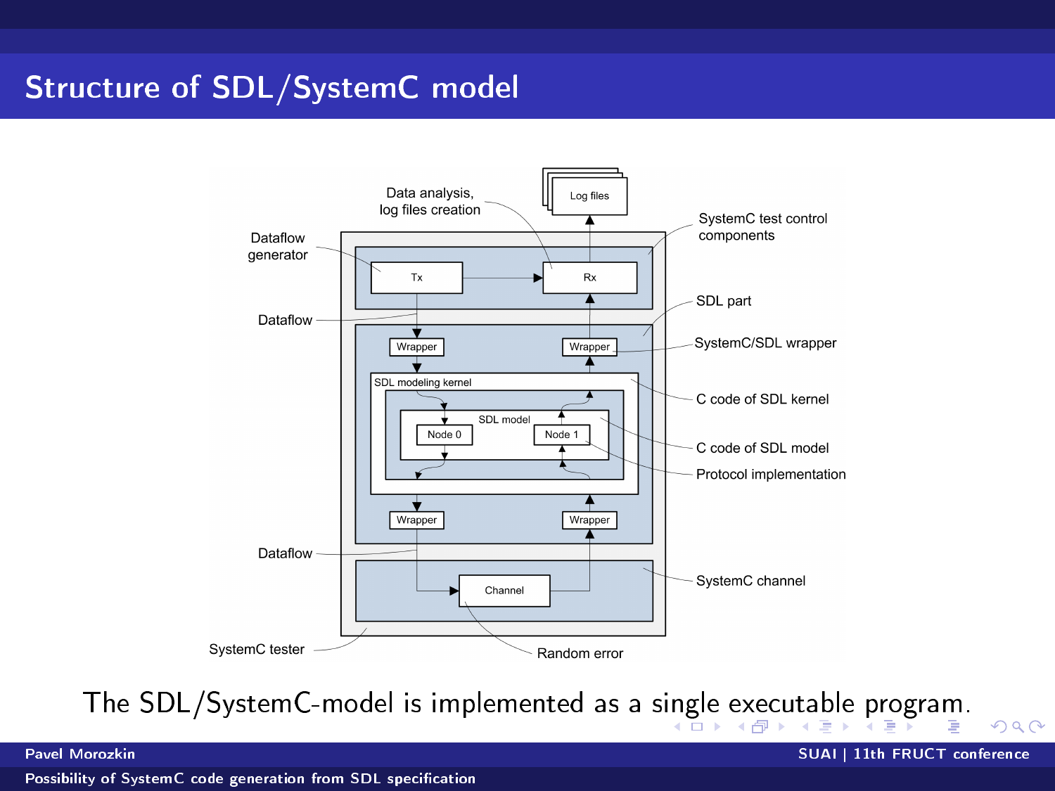# Structure of SDL/SystemC model

Log files

Data analysis, log files creation

SystemC test control components

Dataflow generator

Tx

Rx

Dataflow

SDL part

Wrapper

Wrapper

SystemC/SDL wrapper

SDL modeling kernel

C code of SDL kernel

SDL model

Node 0

Node 1

C code of SDL model

Protocol implementation

Wrapper

Wrapper

Dataflow

Channel

SystemC channel

SystemC tester

Random error

The SDL/SystemC-model is implemented as a single executable program.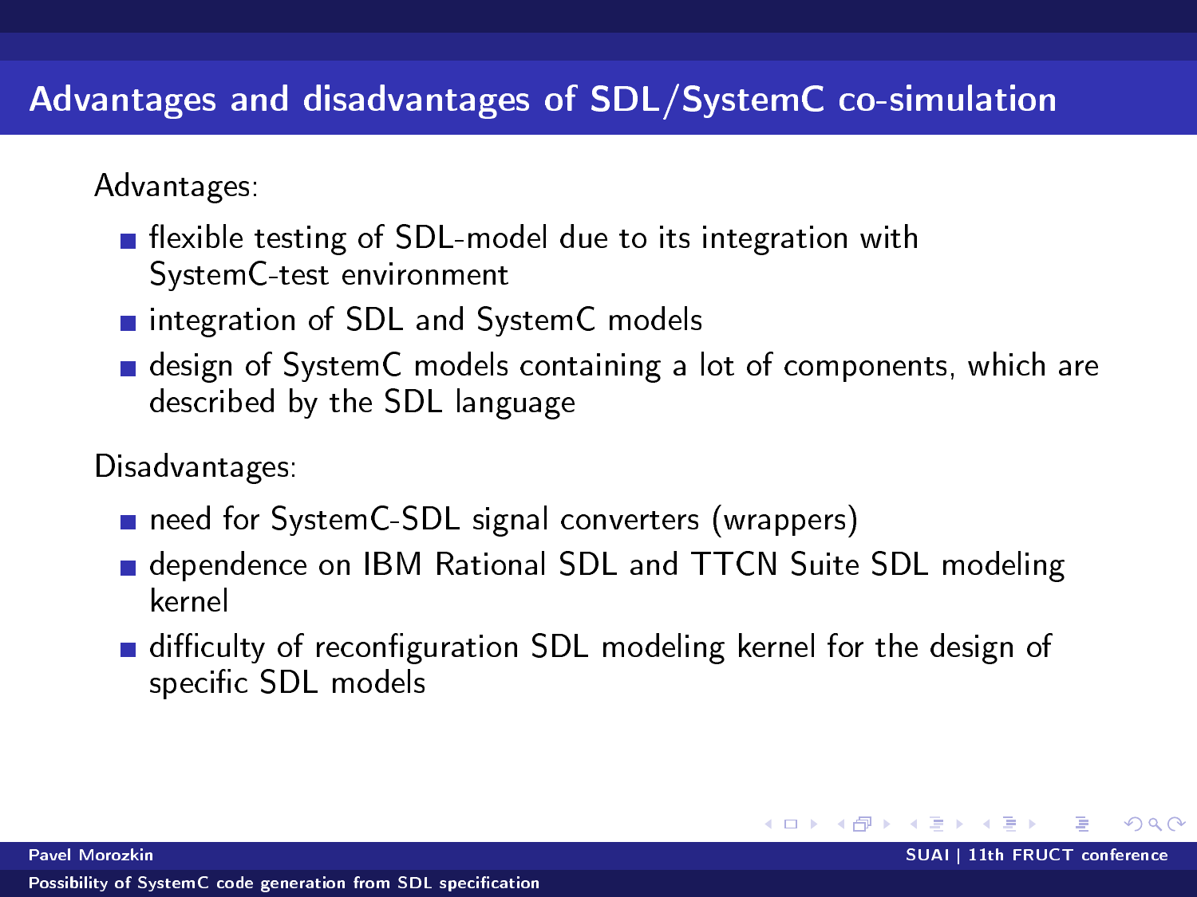## Advantages and disadvantages of SDL/SystemC co-simulation

Advantages:

- flexible testing of SDL-model due to its integration with SystemC-test environment
- integration of SDL and SystemC models
- design of SystemC models containing a lot of components, which are described by the SDL language

Disadvantages:

- need for SystemC-SDL signal converters (wrappers)
- dependence on IBM Rational SDL and TTCN Suite SDL modeling kernel
- difficulty of reconfiguration SDL modeling kernel for the design of specific SDL models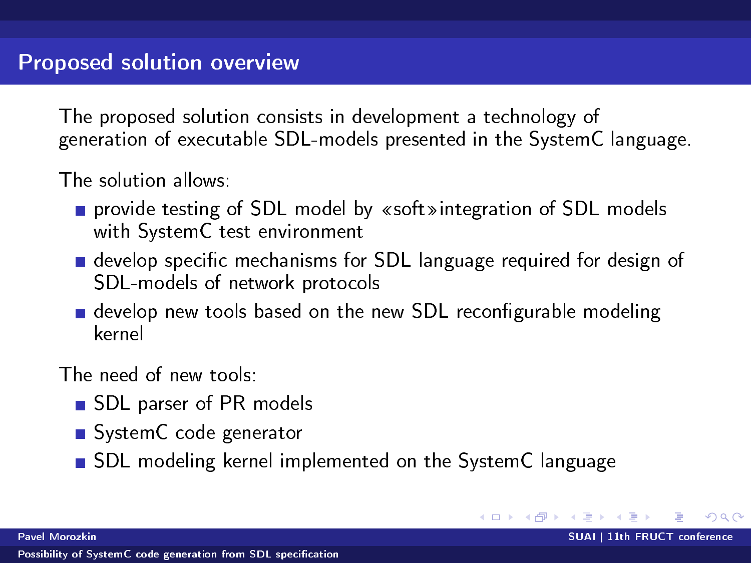# Proposed solution overview

The proposed solution consists in development a technology of generation of executable SDL-models presented in the SystemC language.

The solution allows:

- provide testing of SDL model by «soft»integration of SDL models with SystemC test environment
- develop specific mechanisms for SDL language required for design of SDL-models of network protocols
- develop new tools based on the new SDL reconfigurable modeling kernel

The need of new tools:

- SDL parser of PR models
- SystemC code generator
- SDL modeling kernel implemented on the SystemC language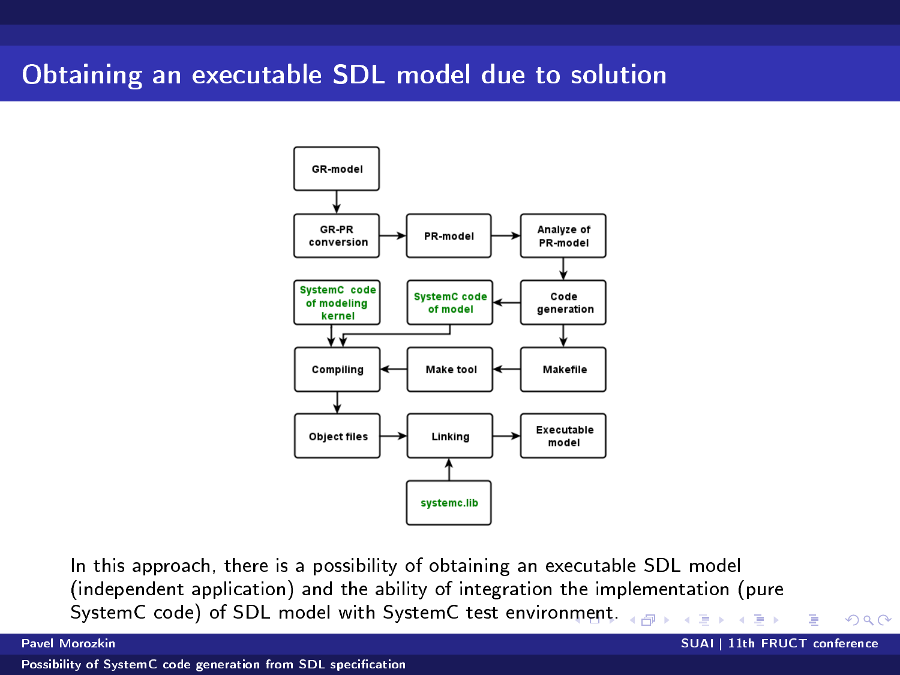# Obtaining an executable SDL model due to solution

GR-model → GR-PR conversion → PR-model → Analyze of PR-model → Code generation

Code generation → SystemC code of model

Code generation → Makefile → Make tool → Compiling

SystemC code of modeling kernel → Compiling

SystemC code of model → Compiling

Compiling → Object files → Linking → Executable model

systemc.lib → Linking

In this approach, there is a possibility of obtaining an executable SDL model (independent application) and the ability of integration the implementation (pure SystemC code) of SDL model with SystemC test environment.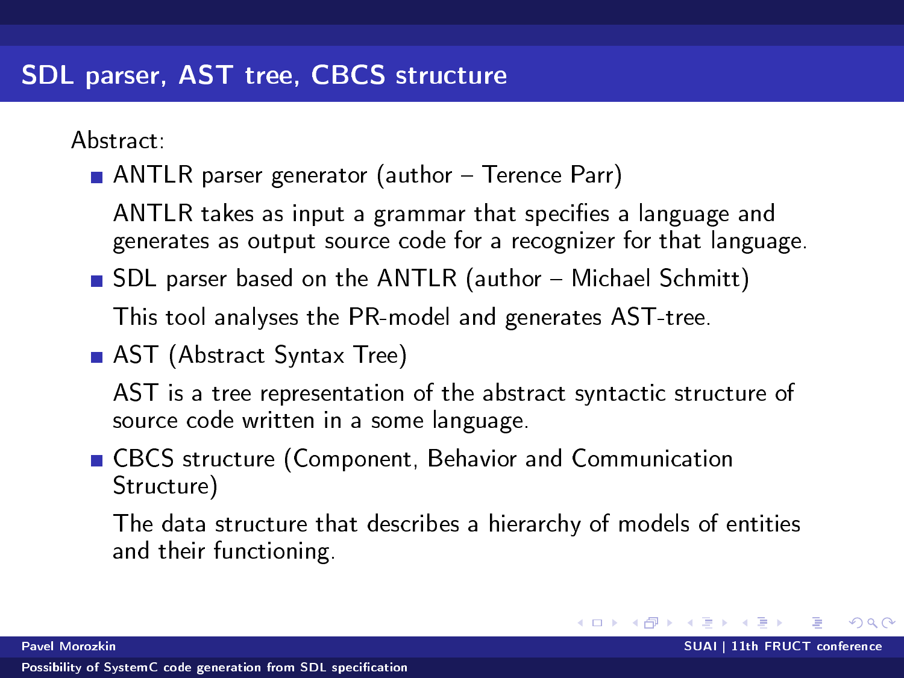# SDL parser, AST tree, CBCS structure

Abstract:

- ANTLR parser generator (author – Terence Parr)

  ANTLR takes as input a grammar that specifies a language and generates as output source code for a recognizer for that language.

- SDL parser based on the ANTLR (author – Michael Schmitt)

  This tool analyses the PR-model and generates AST-tree.

- AST (Abstract Syntax Tree)

  AST is a tree representation of the abstract syntactic structure of source code written in a some language.

- CBCS structure (Component, Behavior and Communication Structure)

  The data structure that describes a hierarchy of models of entities and their functioning.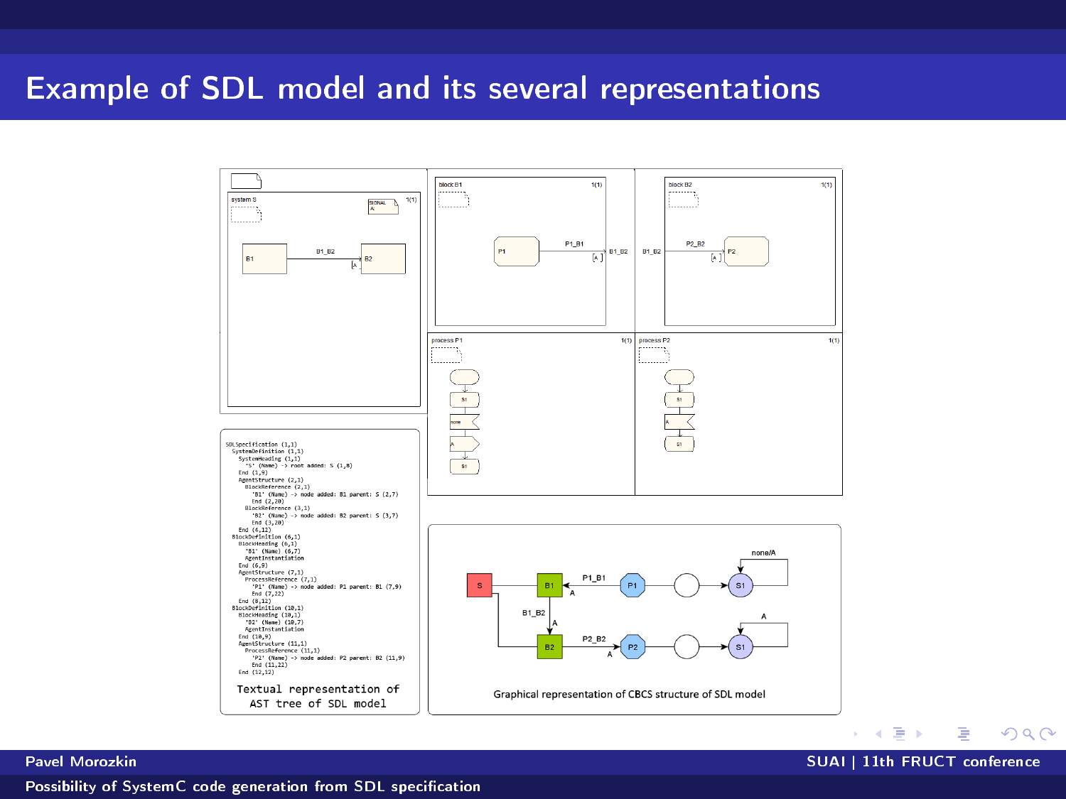# Example of SDL model and its several representations

```
SDLSpecification (1,1)
  SystemDefinition (1,1)
    SystemHeading (1,1)
      'S' (Name) -> root added: S (1,8)
    End (1,9)
    AgentStructure (2,1)
      BlockReference (2,1)
        'B1' (Name) -> node added: B1 parent: S (2,7)
        End (2,20)
      BlockReference (3,1)
        'B2' (Name) -> node added: B2 parent: S (3,7)
        End (3,20)
    End (4,12)
  BlockDefinition (6,1)
    BlockHeading (6,1)
      'B1' (Name) (6,7)
      AgentInstantiation
    End (6,9)
    AgentStructure (7,1)
      ProcessReference (7,1)
        'P1' (Name) -> node added: P1 parent: B1 (7,9)
        End (7,22)
    End (8,12)
  BlockDefinition (10,1)
    BlockHeading (10,1)
      'B2' (Name) (10,7)
      AgentInstantiation
    End (10,9)
    AgentStructure (11,1)
      ProcessReference (11,1)
        'P2' (Name) -> node added: P2 parent: B2 (11,9)
        End (11,22)
  End (12,12)
```

Textual representation of AST tree of SDL model

Graphical representation of CBCS structure of SDL model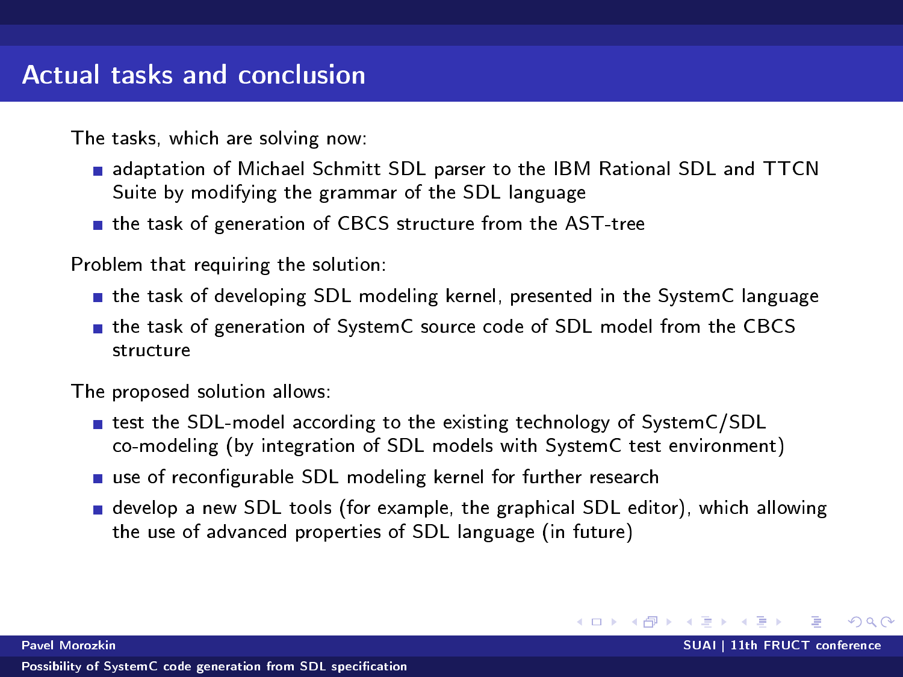# Actual tasks and conclusion

The tasks, which are solving now:

- adaptation of Michael Schmitt SDL parser to the IBM Rational SDL and TTCN Suite by modifying the grammar of the SDL language
- the task of generation of CBCS structure from the AST-tree

Problem that requiring the solution:

- the task of developing SDL modeling kernel, presented in the SystemC language
- the task of generation of SystemC source code of SDL model from the CBCS structure

The proposed solution allows:

- test the SDL-model according to the existing technology of SystemC/SDL co-modeling (by integration of SDL models with SystemC test environment)
- use of reconfigurable SDL modeling kernel for further research
- develop a new SDL tools (for example, the graphical SDL editor), which allowing the use of advanced properties of SDL language (in future)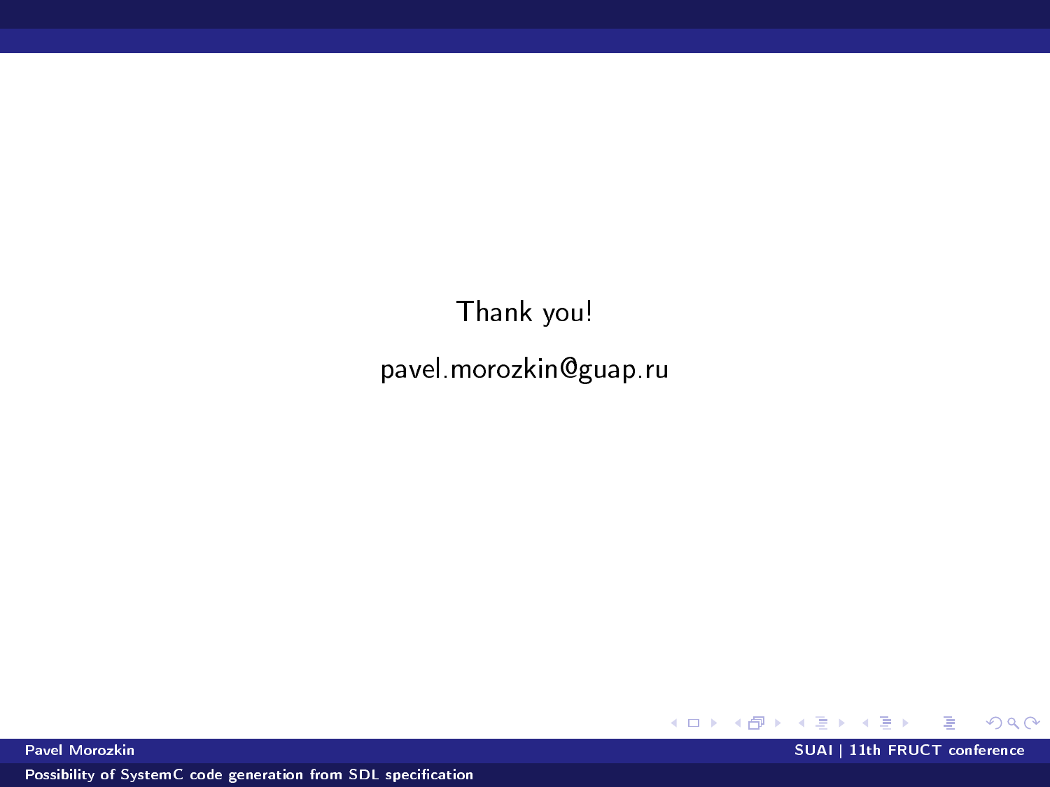Thank you!

pavel.morozkin@guap.ru